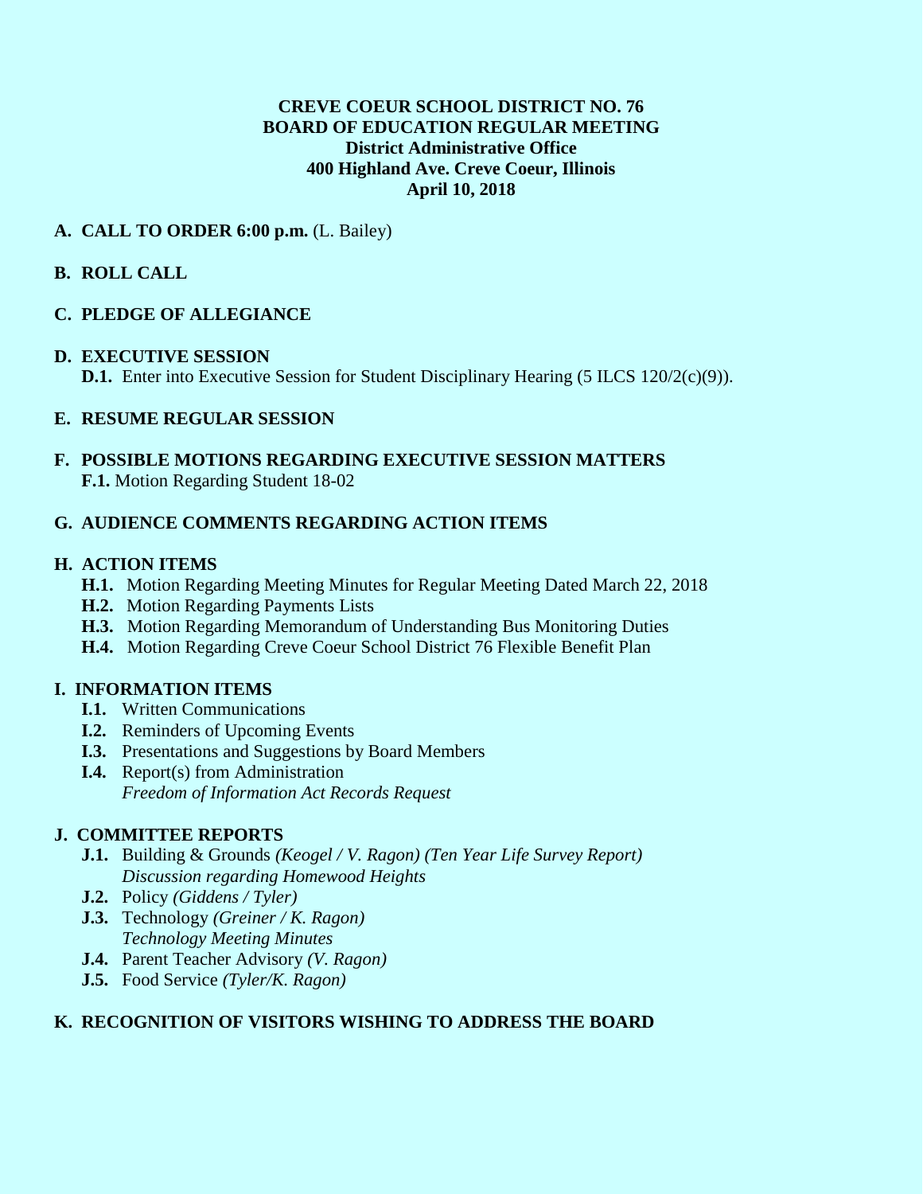**CREVE COEUR SCHOOL DISTRICT NO. 76**
**BOARD OF EDUCATION REGULAR MEETING**
**District Administrative Office**
**400 Highland Ave. Creve Coeur, Illinois**
**April 10, 2018**

**A. CALL TO ORDER 6:00 p.m.** (L. Bailey)

**B. ROLL CALL**

**C. PLEDGE OF ALLEGIANCE**

**D. EXECUTIVE SESSION**

- **D.1.** Enter into Executive Session for Student Disciplinary Hearing (5 ILCS 120/2(c)(9)).

**E. RESUME REGULAR SESSION**

**F. POSSIBLE MOTIONS REGARDING EXECUTIVE SESSION MATTERS**

- **F.1.** Motion Regarding Student 18-02

**G. AUDIENCE COMMENTS REGARDING ACTION ITEMS**

**H. ACTION ITEMS**

- **H.1.** Motion Regarding Meeting Minutes for Regular Meeting Dated March 22, 2018
- **H.2.** Motion Regarding Payments Lists
- **H.3.** Motion Regarding Memorandum of Understanding Bus Monitoring Duties
- **H.4.** Motion Regarding Creve Coeur School District 76 Flexible Benefit Plan

**I. INFORMATION ITEMS**

- **I.1.** Written Communications
- **I.2.** Reminders of Upcoming Events
- **I.3.** Presentations and Suggestions by Board Members
- **I.4.** Report(s) from Administration
  *Freedom of Information Act Records Request*

**J. COMMITTEE REPORTS**

- **J.1.** Building & Grounds *(Keogel / V. Ragon) (Ten Year Life Survey Report)*
  *Discussion regarding Homewood Heights*
- **J.2.** Policy *(Giddens / Tyler)*
- **J.3.** Technology *(Greiner / K. Ragon)*
  *Technology Meeting Minutes*
- **J.4.** Parent Teacher Advisory *(V. Ragon)*
- **J.5.** Food Service *(Tyler/K. Ragon)*

**K. RECOGNITION OF VISITORS WISHING TO ADDRESS THE BOARD**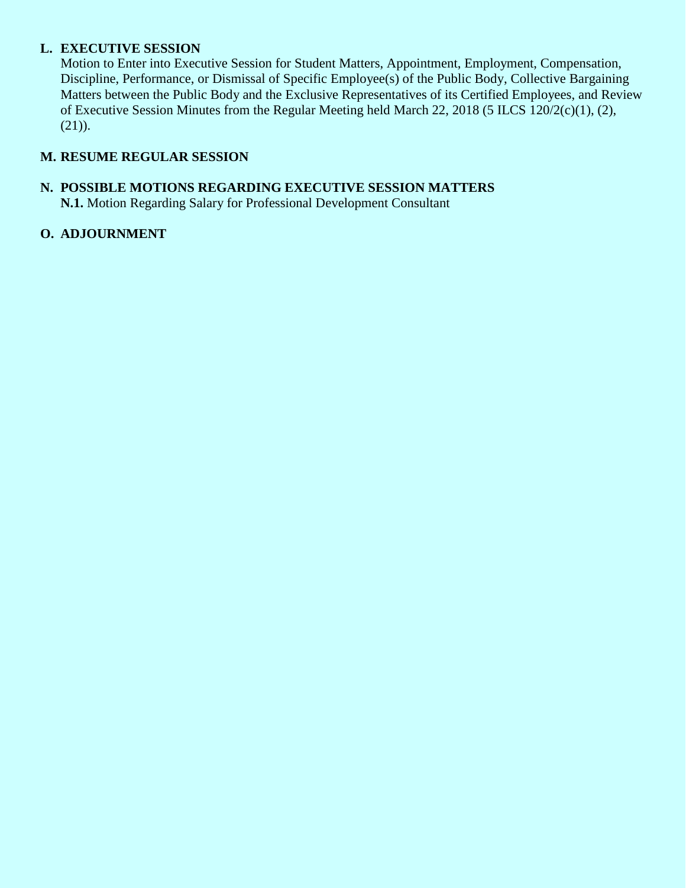**L. EXECUTIVE SESSION**

Motion to Enter into Executive Session for Student Matters, Appointment, Employment, Compensation, Discipline, Performance, or Dismissal of Specific Employee(s) of the Public Body, Collective Bargaining Matters between the Public Body and the Exclusive Representatives of its Certified Employees, and Review of Executive Session Minutes from the Regular Meeting held March 22, 2018 (5 ILCS 120/2(c)(1), (2), (21)).

**M. RESUME REGULAR SESSION**

**N. POSSIBLE MOTIONS REGARDING EXECUTIVE SESSION MATTERS**

**N.1.** Motion Regarding Salary for Professional Development Consultant

**O. ADJOURNMENT**